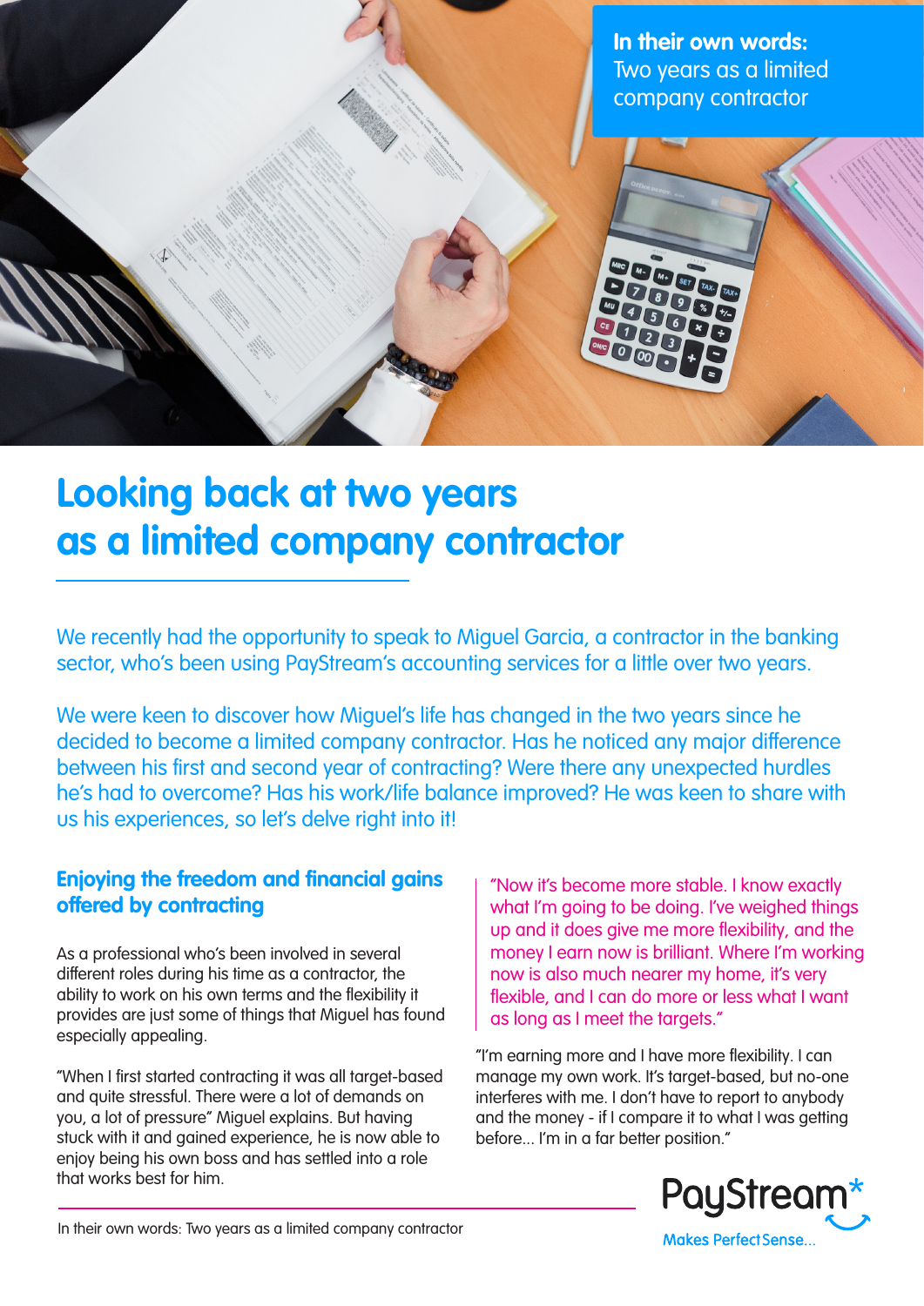**In their own words:** Two years as a limited company contractor

# Looking back at two years as a limited company contractor

We recently had the opportunity to speak to Miguel Garcia, a contractor in the banking sector, who's been using PayStream's accounting services for a little over two years.

We were keen to discover how Miguel's life has changed in the two years since he decided to become a limited company contractor. Has he noticed any major difference between his first and second year of contracting? Were there any unexpected hurdles he's had to overcome? Has his work/life balance improved? He was keen to share with us his experiences, so let's delve right into it!

## Enjoying the freedom and financial gains offered by contracting

As a professional who's been involved in several different roles during his time as a contractor, the ability to work on his own terms and the flexibility it provides are just some of things that Miguel has found especially appealing.

"When I first started contracting it was all target-based and quite stressful. There were a lot of demands on you, a lot of pressure" Miguel explains. But having stuck with it and gained experience, he is now able to enjoy being his own boss and has settled into a role that works best for him.

> "Now it's become more stable. I know exactly what I'm going to be doing. I've weighed things up and it does give me more flexibility, and the money I earn now is brilliant. Where I'm working now is also much nearer my home, it's very flexible, and I can do more or less what I want as long as I meet the targets."

"I'm earning more and I have more flexibility. I can manage my own work. It's target-based, but no-one interferes with me. I don't have to report to anybody and the money - if I compare it to what I was getting before... I'm in a far better position."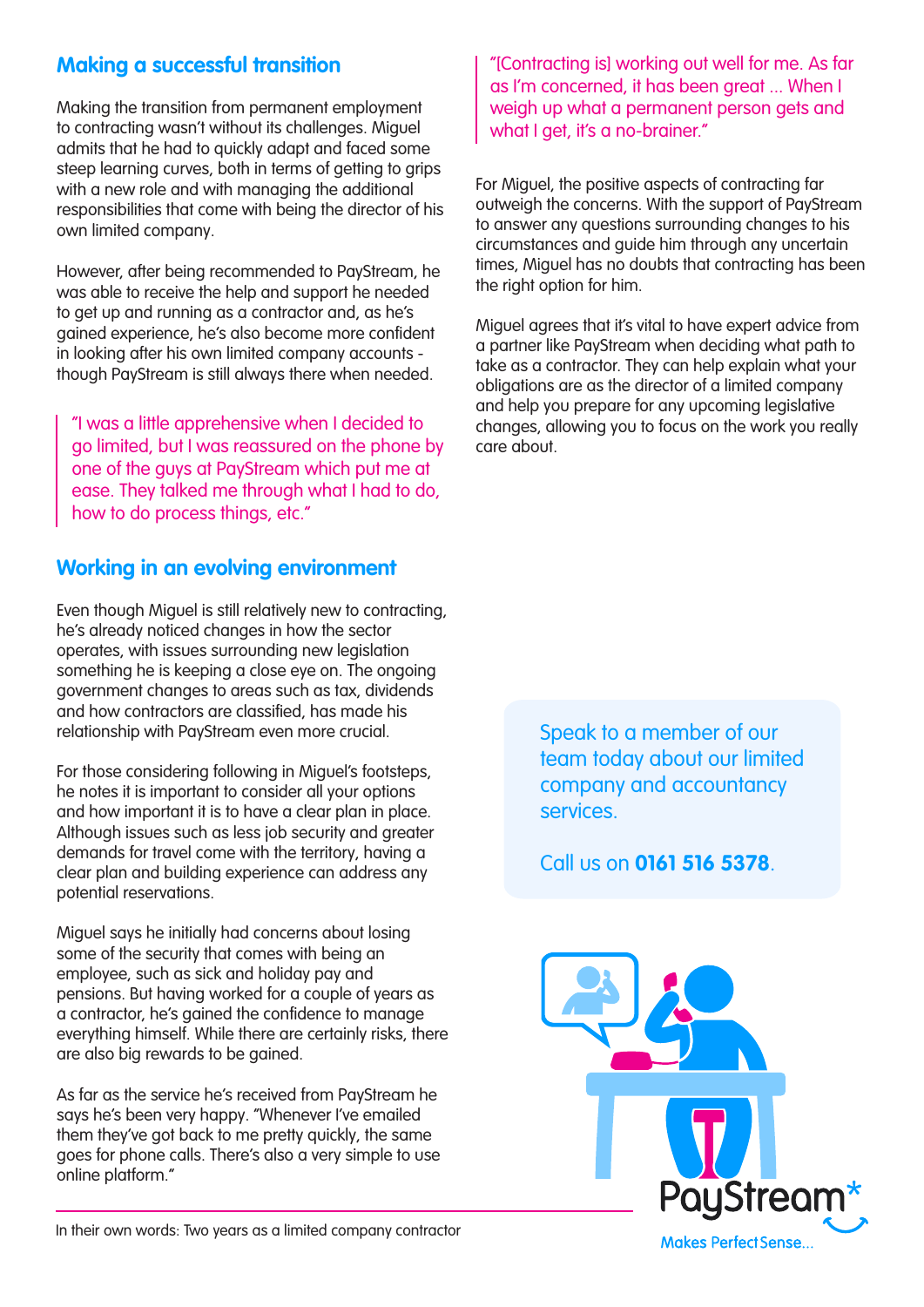## Making a successful transition

Making the transition from permanent employment to contracting wasn't without its challenges. Miguel admits that he had to quickly adapt and faced some steep learning curves, both in terms of getting to grips with a new role and with managing the additional responsibilities that come with being the director of his own limited company.

However, after being recommended to PayStream, he was able to receive the help and support he needed to get up and running as a contractor and, as he's gained experience, he's also become more confident in looking after his own limited company accounts - though PayStream is still always there when needed.

> "I was a little apprehensive when I decided to go limited, but I was reassured on the phone by one of the guys at PayStream which put me at ease. They talked me through what I had to do, how to do process things, etc."

## Working in an evolving environment

Even though Miguel is still relatively new to contracting, he's already noticed changes in how the sector operates, with issues surrounding new legislation something he is keeping a close eye on. The ongoing government changes to areas such as tax, dividends and how contractors are classified, has made his relationship with PayStream even more crucial.

For those considering following in Miguel's footsteps, he notes it is important to consider all your options and how important it is to have a clear plan in place. Although issues such as less job security and greater demands for travel come with the territory, having a clear plan and building experience can address any potential reservations.

Miguel says he initially had concerns about losing some of the security that comes with being an employee, such as sick and holiday pay and pensions. But having worked for a couple of years as a contractor, he's gained the confidence to manage everything himself. While there are certainly risks, there are also big rewards to be gained.

As far as the service he's received from PayStream he says he's been very happy. "Whenever I've emailed them they've got back to me pretty quickly, the same goes for phone calls. There's also a very simple to use online platform."

> "[Contracting is] working out well for me. As far as I'm concerned, it has been great ... When I weigh up what a permanent person gets and what I get, it's a no-brainer."

For Miguel, the positive aspects of contracting far outweigh the concerns. With the support of PayStream to answer any questions surrounding changes to his circumstances and guide him through any uncertain times, Miguel has no doubts that contracting has been the right option for him.

Miguel agrees that it's vital to have expert advice from a partner like PayStream when deciding what path to take as a contractor. They can help explain what your obligations are as the director of a limited company and help you prepare for any upcoming legislative changes, allowing you to focus on the work you really care about.

Speak to a member of our team today about our limited company and accountancy services.

Call us on **0161 516 5378**.

PayStream*
Makes Perfect Sense...

In their own words: Two years as a limited company contractor